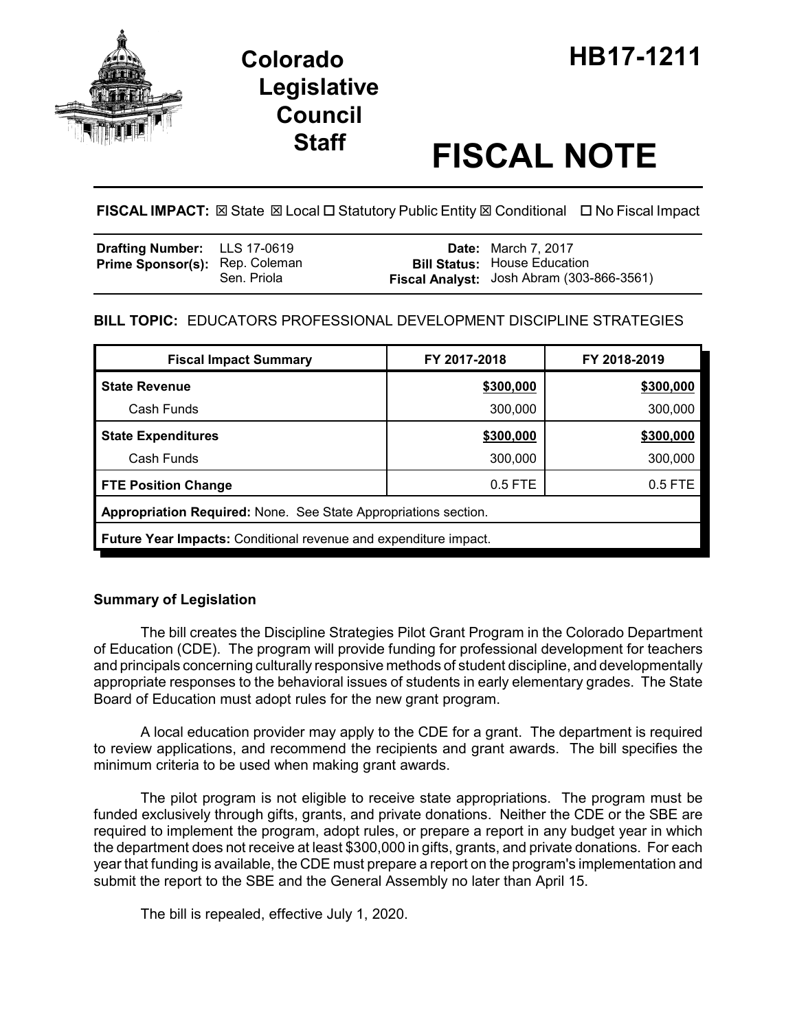# Colorado Legislative Council Staff

# HB17-1211

# FISCAL NOTE

**FISCAL IMPACT:** ☒ State ☒ Local ☐ Statutory Public Entity ☒ Conditional ☐ No Fiscal Impact

| | | | |
|---|---|---|---|
| **Drafting Number:** | LLS 17-0619 | **Date:** | March 7, 2017 |
| **Prime Sponsor(s):** | Rep. Coleman<br>Sen. Priola | **Bill Status:** | House Education |
| | | **Fiscal Analyst:** | Josh Abram (303-866-3561) |

**BILL TOPIC:** EDUCATORS PROFESSIONAL DEVELOPMENT DISCIPLINE STRATEGIES

| Fiscal Impact Summary | FY 2017-2018 | FY 2018-2019 |
|---|---|---|
| **State Revenue** | **$300,000** | **$300,000** |
| Cash Funds | 300,000 | 300,000 |
| **State Expenditures** | **$300,000** | **$300,000** |
| Cash Funds | 300,000 | 300,000 |
| **FTE Position Change** | 0.5 FTE | 0.5 FTE |
| **Appropriation Required:** None. See State Appropriations section. | | |
| **Future Year Impacts:** Conditional revenue and expenditure impact. | | |

### Summary of Legislation

The bill creates the Discipline Strategies Pilot Grant Program in the Colorado Department of Education (CDE). The program will provide funding for professional development for teachers and principals concerning culturally responsive methods of student discipline, and developmentally appropriate responses to the behavioral issues of students in early elementary grades. The State Board of Education must adopt rules for the new grant program.

A local education provider may apply to the CDE for a grant. The department is required to review applications, and recommend the recipients and grant awards. The bill specifies the minimum criteria to be used when making grant awards.

The pilot program is not eligible to receive state appropriations. The program must be funded exclusively through gifts, grants, and private donations. Neither the CDE or the SBE are required to implement the program, adopt rules, or prepare a report in any budget year in which the department does not receive at least $300,000 in gifts, grants, and private donations. For each year that funding is available, the CDE must prepare a report on the program's implementation and submit the report to the SBE and the General Assembly no later than April 15.

The bill is repealed, effective July 1, 2020.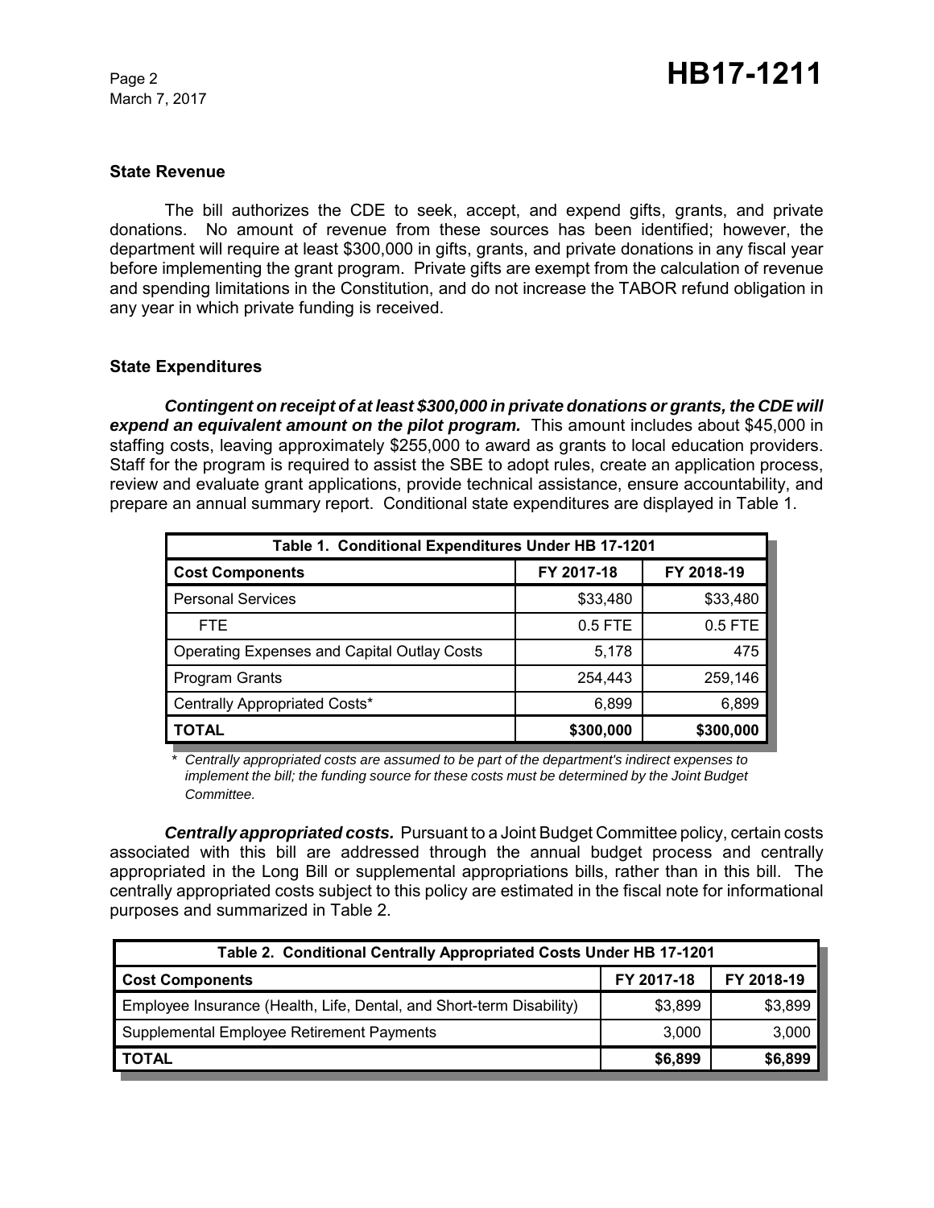### State Revenue

The bill authorizes the CDE to seek, accept, and expend gifts, grants, and private donations. No amount of revenue from these sources has been identified; however, the department will require at least $300,000 in gifts, grants, and private donations in any fiscal year before implementing the grant program. Private gifts are exempt from the calculation of revenue and spending limitations in the Constitution, and do not increase the TABOR refund obligation in any year in which private funding is received.

### State Expenditures

***Contingent on receipt of at least $300,000 in private donations or grants, the CDE will expend an equivalent amount on the pilot program.*** This amount includes about $45,000 in staffing costs, leaving approximately $255,000 to award as grants to local education providers. Staff for the program is required to assist the SBE to adopt rules, create an application process, review and evaluate grant applications, provide technical assistance, ensure accountability, and prepare an annual summary report. Conditional state expenditures are displayed in Table 1.

| Table 1. Conditional Expenditures Under HB 17-1201 | | |
|---|---|---|
| **Cost Components** | **FY 2017-18** | **FY 2018-19** |
| Personal Services | $33,480 | $33,480 |
| FTE | 0.5 FTE | 0.5 FTE |
| Operating Expenses and Capital Outlay Costs | 5,178 | 475 |
| Program Grants | 254,443 | 259,146 |
| Centrally Appropriated Costs* | 6,899 | 6,899 |
| **TOTAL** | **$300,000** | **$300,000** |

\* *Centrally appropriated costs are assumed to be part of the department's indirect expenses to implement the bill; the funding source for these costs must be determined by the Joint Budget Committee.*

***Centrally appropriated costs.*** Pursuant to a Joint Budget Committee policy, certain costs associated with this bill are addressed through the annual budget process and centrally appropriated in the Long Bill or supplemental appropriations bills, rather than in this bill. The centrally appropriated costs subject to this policy are estimated in the fiscal note for informational purposes and summarized in Table 2.

| Table 2. Conditional Centrally Appropriated Costs Under HB 17-1201 | | |
|---|---|---|
| **Cost Components** | **FY 2017-18** | **FY 2018-19** |
| Employee Insurance (Health, Life, Dental, and Short-term Disability) | $3,899 | $3,899 |
| Supplemental Employee Retirement Payments | 3,000 | 3,000 |
| **TOTAL** | **$6,899** | **$6,899** |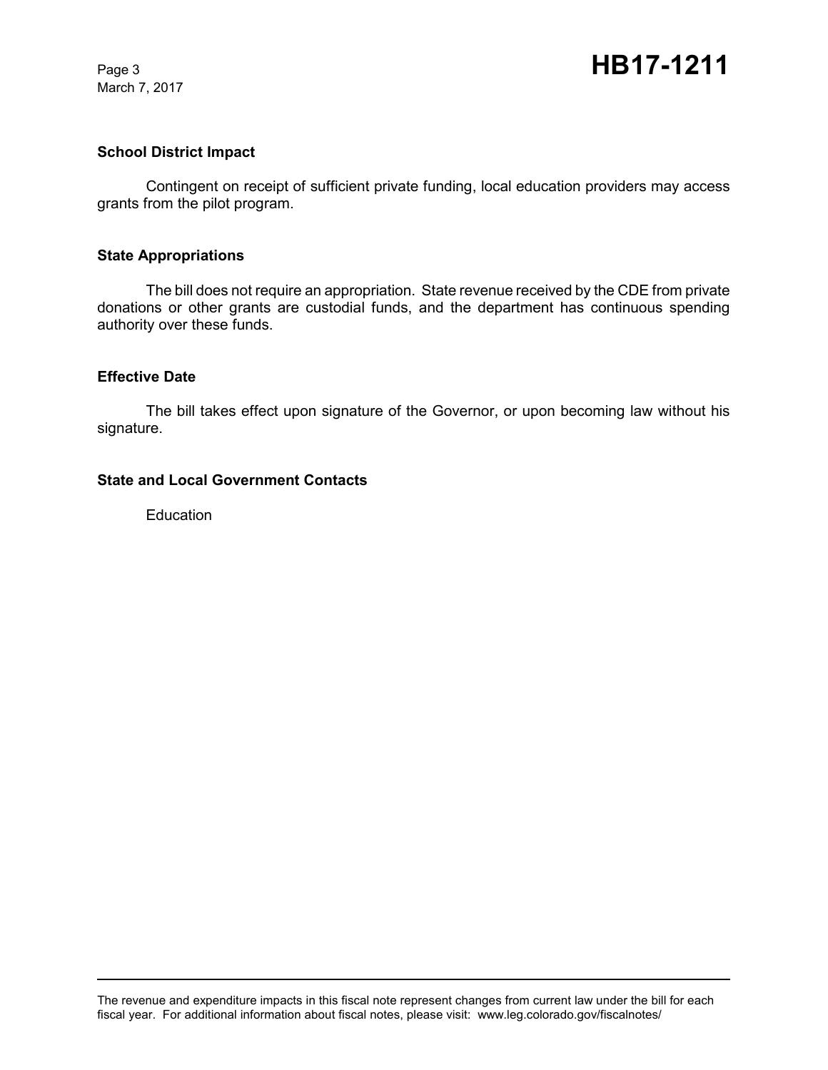**School District Impact**

Contingent on receipt of sufficient private funding, local education providers may access grants from the pilot program.

**State Appropriations**

The bill does not require an appropriation. State revenue received by the CDE from private donations or other grants are custodial funds, and the department has continuous spending authority over these funds.

**Effective Date**

The bill takes effect upon signature of the Governor, or upon becoming law without his signature.

**State and Local Government Contacts**

Education

The revenue and expenditure impacts in this fiscal note represent changes from current law under the bill for each fiscal year. For additional information about fiscal notes, please visit: www.leg.colorado.gov/fiscalnotes/